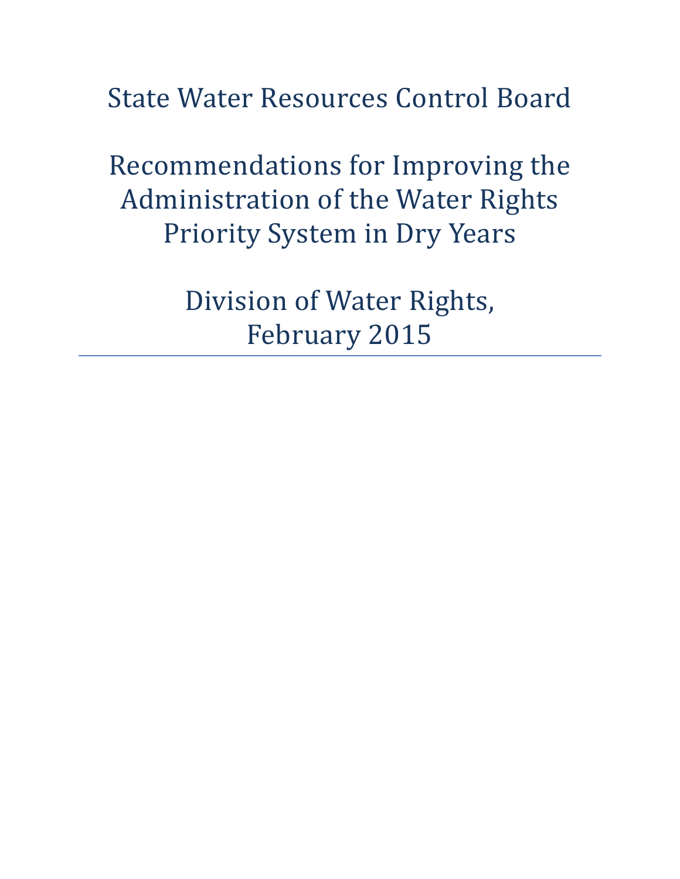# State Water Resources Control Board

# Recommendations for Improving the Administration of the Water Rights Priority System in Dry Years

## Division of Water Rights, February 2015

---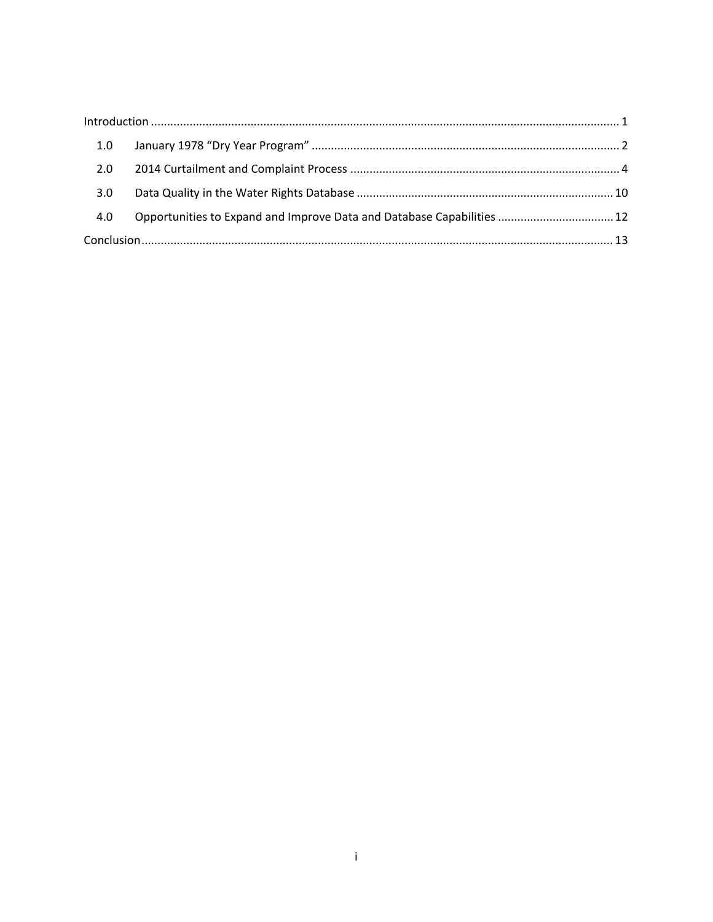| | | |
|---|---|---|
| Introduction | | 1 |
| 1.0 | January 1978 "Dry Year Program" | 2 |
| 2.0 | 2014 Curtailment and Complaint Process | 4 |
| 3.0 | Data Quality in the Water Rights Database | 10 |
| 4.0 | Opportunities to Expand and Improve Data and Database Capabilities | 12 |
| Conclusion | | 13 |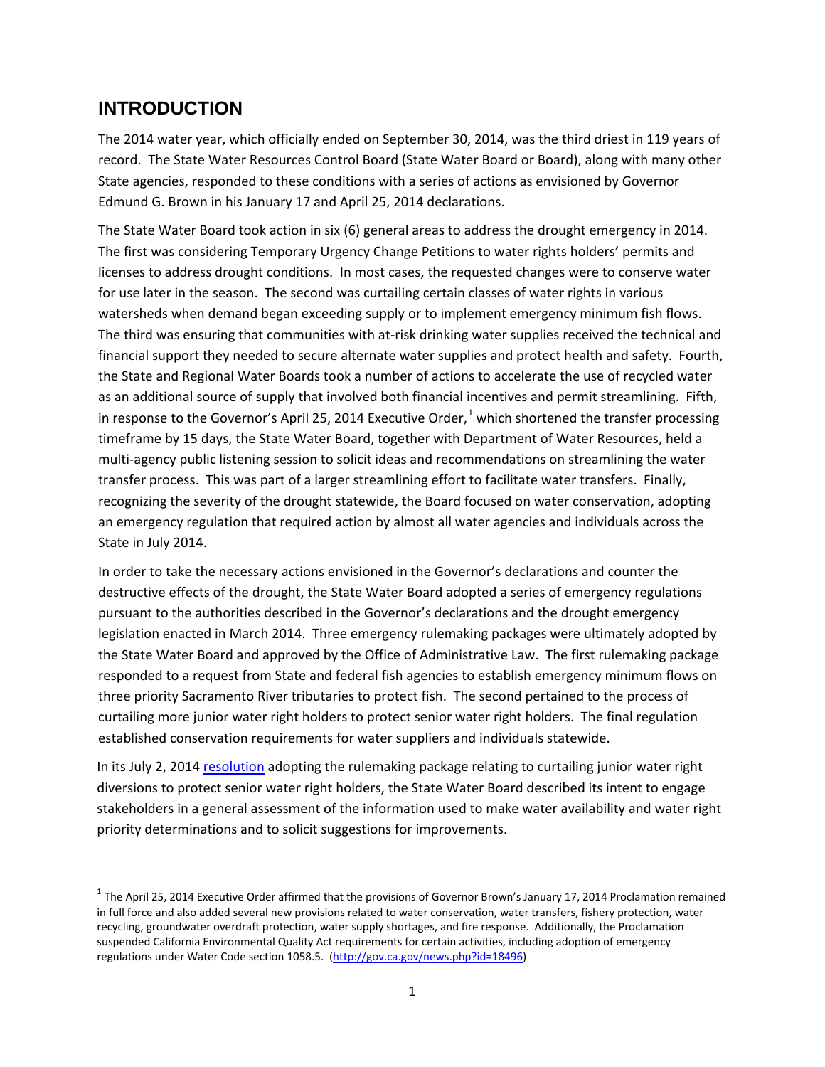# INTRODUCTION

The 2014 water year, which officially ended on September 30, 2014, was the third driest in 119 years of record. The State Water Resources Control Board (State Water Board or Board), along with many other State agencies, responded to these conditions with a series of actions as envisioned by Governor Edmund G. Brown in his January 17 and April 25, 2014 declarations.

The State Water Board took action in six (6) general areas to address the drought emergency in 2014. The first was considering Temporary Urgency Change Petitions to water rights holders' permits and licenses to address drought conditions. In most cases, the requested changes were to conserve water for use later in the season. The second was curtailing certain classes of water rights in various watersheds when demand began exceeding supply or to implement emergency minimum fish flows. The third was ensuring that communities with at-risk drinking water supplies received the technical and financial support they needed to secure alternate water supplies and protect health and safety. Fourth, the State and Regional Water Boards took a number of actions to accelerate the use of recycled water as an additional source of supply that involved both financial incentives and permit streamlining. Fifth, in response to the Governor's April 25, 2014 Executive Order,[1] which shortened the transfer processing timeframe by 15 days, the State Water Board, together with Department of Water Resources, held a multi-agency public listening session to solicit ideas and recommendations on streamlining the water transfer process. This was part of a larger streamlining effort to facilitate water transfers. Finally, recognizing the severity of the drought statewide, the Board focused on water conservation, adopting an emergency regulation that required action by almost all water agencies and individuals across the State in July 2014.

In order to take the necessary actions envisioned in the Governor's declarations and counter the destructive effects of the drought, the State Water Board adopted a series of emergency regulations pursuant to the authorities described in the Governor's declarations and the drought emergency legislation enacted in March 2014. Three emergency rulemaking packages were ultimately adopted by the State Water Board and approved by the Office of Administrative Law. The first rulemaking package responded to a request from State and federal fish agencies to establish emergency minimum flows on three priority Sacramento River tributaries to protect fish. The second pertained to the process of curtailing more junior water right holders to protect senior water right holders. The final regulation established conservation requirements for water suppliers and individuals statewide.

In its July 2, 2014 resolution adopting the rulemaking package relating to curtailing junior water right diversions to protect senior water right holders, the State Water Board described its intent to engage stakeholders in a general assessment of the information used to make water availability and water right priority determinations and to solicit suggestions for improvements.

[1] The April 25, 2014 Executive Order affirmed that the provisions of Governor Brown's January 17, 2014 Proclamation remained in full force and also added several new provisions related to water conservation, water transfers, fishery protection, water recycling, groundwater overdraft protection, water supply shortages, and fire response. Additionally, the Proclamation suspended California Environmental Quality Act requirements for certain activities, including adoption of emergency regulations under Water Code section 1058.5. (http://gov.ca.gov/news.php?id=18496)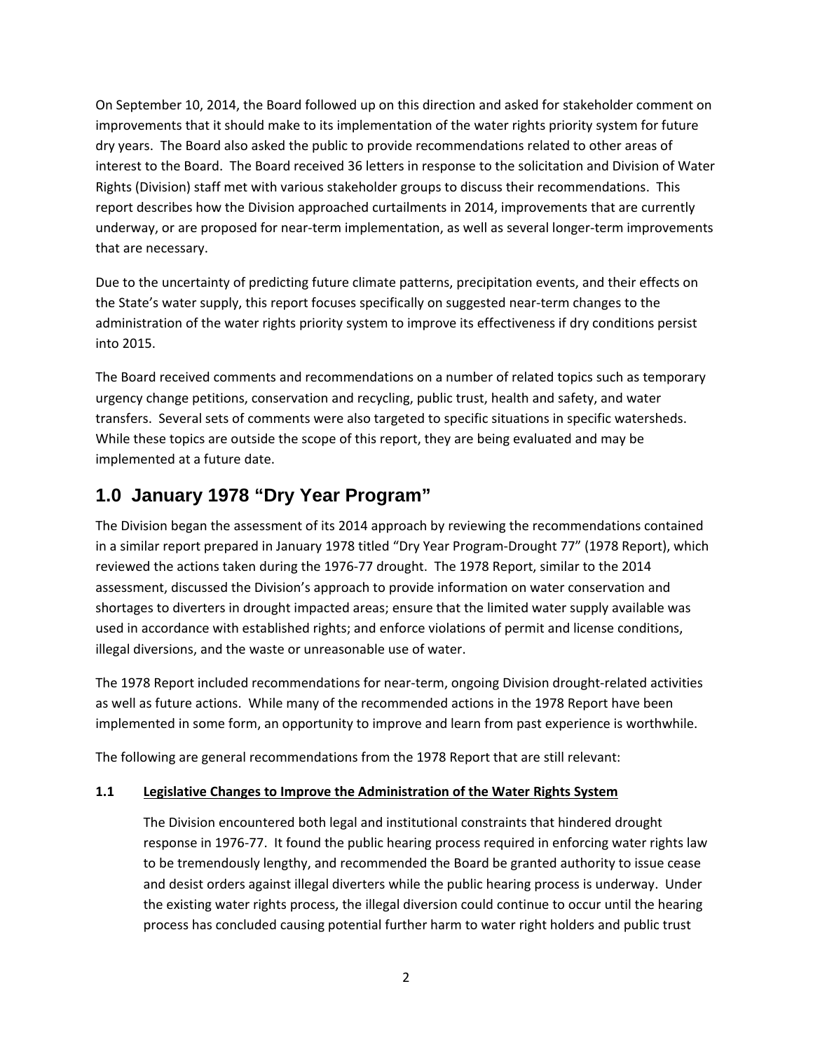On September 10, 2014, the Board followed up on this direction and asked for stakeholder comment on improvements that it should make to its implementation of the water rights priority system for future dry years. The Board also asked the public to provide recommendations related to other areas of interest to the Board. The Board received 36 letters in response to the solicitation and Division of Water Rights (Division) staff met with various stakeholder groups to discuss their recommendations. This report describes how the Division approached curtailments in 2014, improvements that are currently underway, or are proposed for near-term implementation, as well as several longer-term improvements that are necessary.

Due to the uncertainty of predicting future climate patterns, precipitation events, and their effects on the State's water supply, this report focuses specifically on suggested near-term changes to the administration of the water rights priority system to improve its effectiveness if dry conditions persist into 2015.

The Board received comments and recommendations on a number of related topics such as temporary urgency change petitions, conservation and recycling, public trust, health and safety, and water transfers. Several sets of comments were also targeted to specific situations in specific watersheds. While these topics are outside the scope of this report, they are being evaluated and may be implemented at a future date.

## 1.0 January 1978 "Dry Year Program"

The Division began the assessment of its 2014 approach by reviewing the recommendations contained in a similar report prepared in January 1978 titled "Dry Year Program-Drought 77" (1978 Report), which reviewed the actions taken during the 1976-77 drought. The 1978 Report, similar to the 2014 assessment, discussed the Division's approach to provide information on water conservation and shortages to diverters in drought impacted areas; ensure that the limited water supply available was used in accordance with established rights; and enforce violations of permit and license conditions, illegal diversions, and the waste or unreasonable use of water.

The 1978 Report included recommendations for near-term, ongoing Division drought-related activities as well as future actions. While many of the recommended actions in the 1978 Report have been implemented in some form, an opportunity to improve and learn from past experience is worthwhile.

The following are general recommendations from the 1978 Report that are still relevant:

### 1.1 Legislative Changes to Improve the Administration of the Water Rights System

The Division encountered both legal and institutional constraints that hindered drought response in 1976-77. It found the public hearing process required in enforcing water rights law to be tremendously lengthy, and recommended the Board be granted authority to issue cease and desist orders against illegal diverters while the public hearing process is underway. Under the existing water rights process, the illegal diversion could continue to occur until the hearing process has concluded causing potential further harm to water right holders and public trust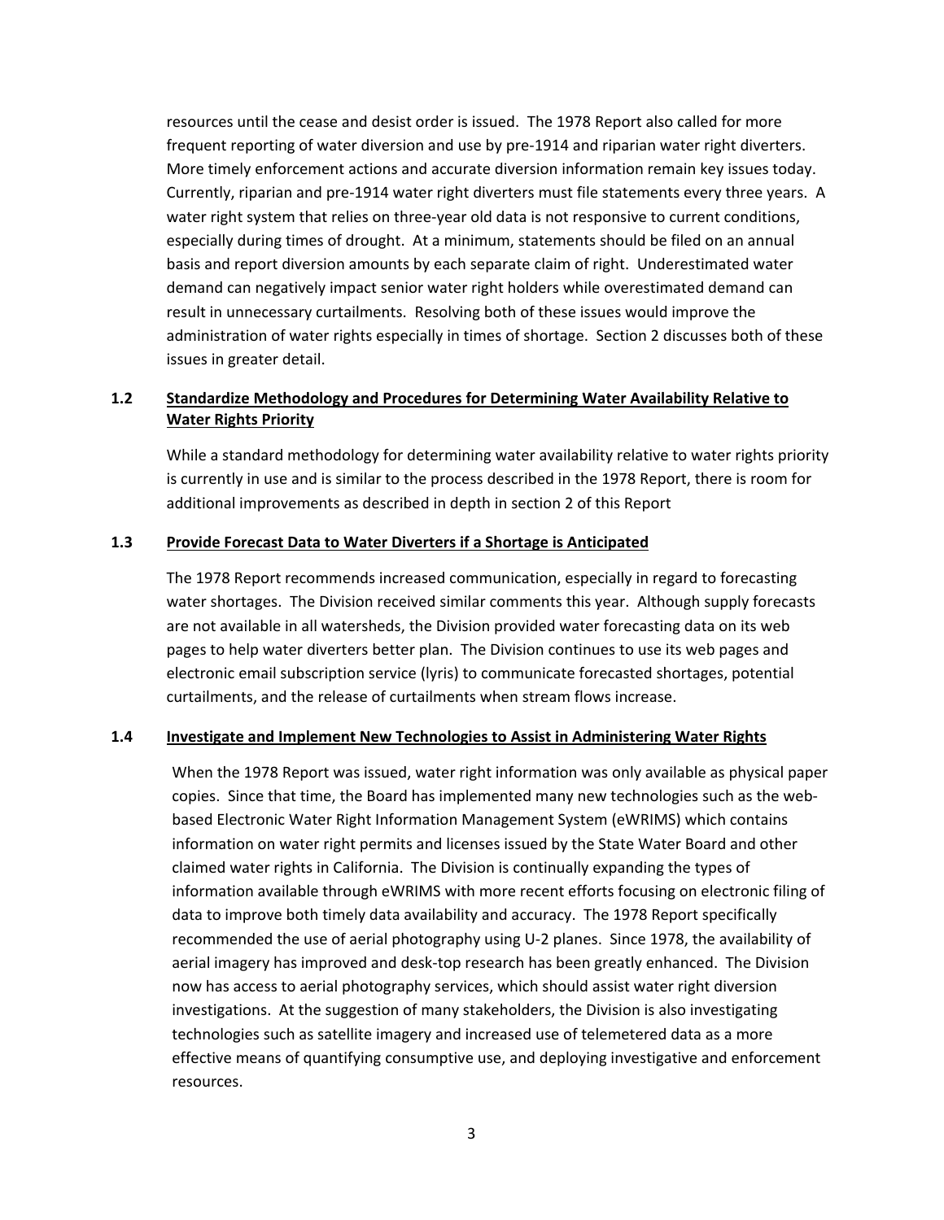resources until the cease and desist order is issued. The 1978 Report also called for more frequent reporting of water diversion and use by pre-1914 and riparian water right diverters. More timely enforcement actions and accurate diversion information remain key issues today. Currently, riparian and pre-1914 water right diverters must file statements every three years. A water right system that relies on three-year old data is not responsive to current conditions, especially during times of drought. At a minimum, statements should be filed on an annual basis and report diversion amounts by each separate claim of right. Underestimated water demand can negatively impact senior water right holders while overestimated demand can result in unnecessary curtailments. Resolving both of these issues would improve the administration of water rights especially in times of shortage. Section 2 discusses both of these issues in greater detail.

### 1.2 Standardize Methodology and Procedures for Determining Water Availability Relative to Water Rights Priority

While a standard methodology for determining water availability relative to water rights priority is currently in use and is similar to the process described in the 1978 Report, there is room for additional improvements as described in depth in section 2 of this Report

### 1.3 Provide Forecast Data to Water Diverters if a Shortage is Anticipated

The 1978 Report recommends increased communication, especially in regard to forecasting water shortages. The Division received similar comments this year. Although supply forecasts are not available in all watersheds, the Division provided water forecasting data on its web pages to help water diverters better plan. The Division continues to use its web pages and electronic email subscription service (lyris) to communicate forecasted shortages, potential curtailments, and the release of curtailments when stream flows increase.

### 1.4 Investigate and Implement New Technologies to Assist in Administering Water Rights

When the 1978 Report was issued, water right information was only available as physical paper copies. Since that time, the Board has implemented many new technologies such as the web-based Electronic Water Right Information Management System (eWRIMS) which contains information on water right permits and licenses issued by the State Water Board and other claimed water rights in California. The Division is continually expanding the types of information available through eWRIMS with more recent efforts focusing on electronic filing of data to improve both timely data availability and accuracy. The 1978 Report specifically recommended the use of aerial photography using U-2 planes. Since 1978, the availability of aerial imagery has improved and desk-top research has been greatly enhanced. The Division now has access to aerial photography services, which should assist water right diversion investigations. At the suggestion of many stakeholders, the Division is also investigating technologies such as satellite imagery and increased use of telemetered data as a more effective means of quantifying consumptive use, and deploying investigative and enforcement resources.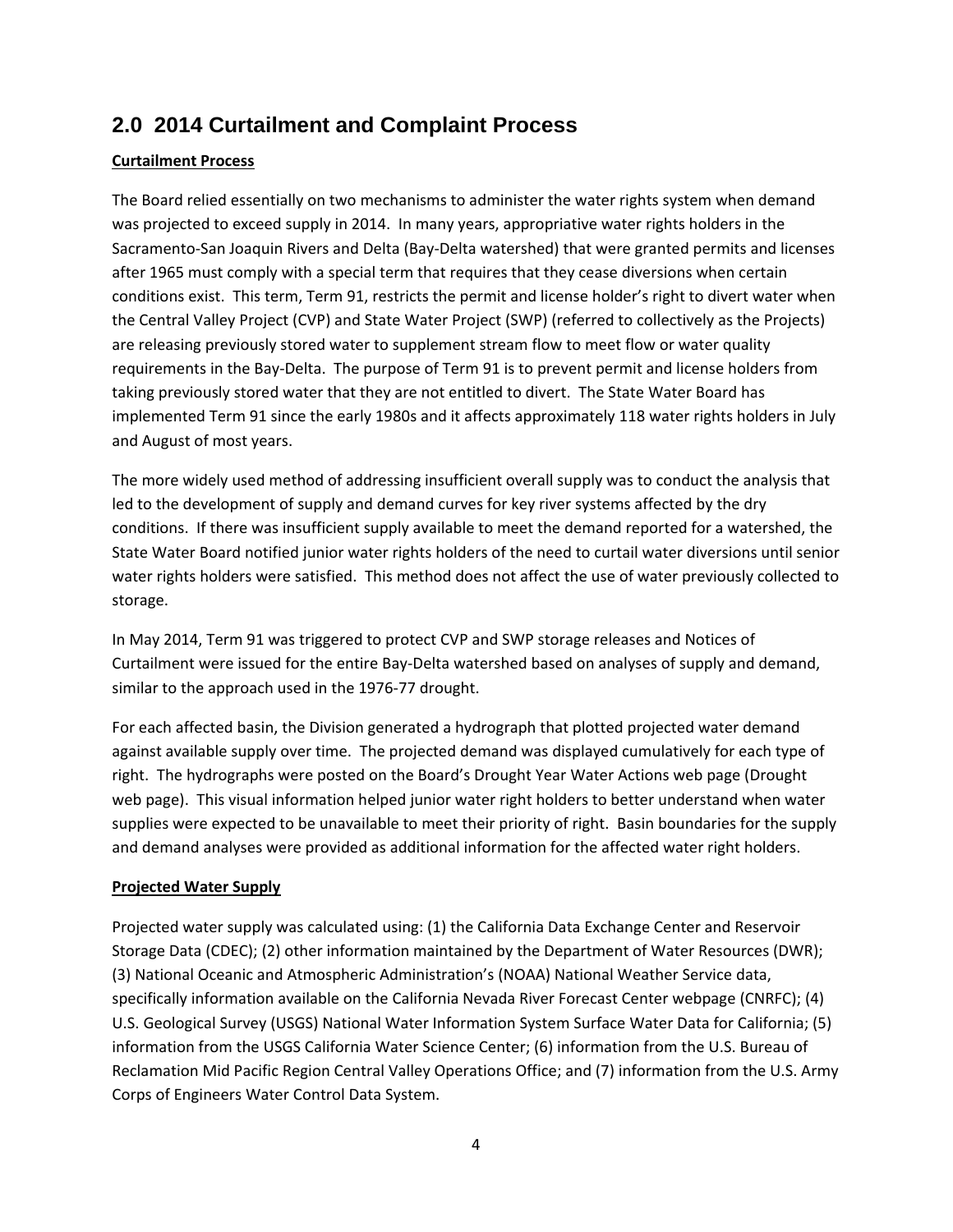## 2.0 2014 Curtailment and Complaint Process

**Curtailment Process**

The Board relied essentially on two mechanisms to administer the water rights system when demand was projected to exceed supply in 2014. In many years, appropriative water rights holders in the Sacramento-San Joaquin Rivers and Delta (Bay-Delta watershed) that were granted permits and licenses after 1965 must comply with a special term that requires that they cease diversions when certain conditions exist. This term, Term 91, restricts the permit and license holder's right to divert water when the Central Valley Project (CVP) and State Water Project (SWP) (referred to collectively as the Projects) are releasing previously stored water to supplement stream flow to meet flow or water quality requirements in the Bay-Delta. The purpose of Term 91 is to prevent permit and license holders from taking previously stored water that they are not entitled to divert. The State Water Board has implemented Term 91 since the early 1980s and it affects approximately 118 water rights holders in July and August of most years.

The more widely used method of addressing insufficient overall supply was to conduct the analysis that led to the development of supply and demand curves for key river systems affected by the dry conditions. If there was insufficient supply available to meet the demand reported for a watershed, the State Water Board notified junior water rights holders of the need to curtail water diversions until senior water rights holders were satisfied. This method does not affect the use of water previously collected to storage.

In May 2014, Term 91 was triggered to protect CVP and SWP storage releases and Notices of Curtailment were issued for the entire Bay-Delta watershed based on analyses of supply and demand, similar to the approach used in the 1976-77 drought.

For each affected basin, the Division generated a hydrograph that plotted projected water demand against available supply over time. The projected demand was displayed cumulatively for each type of right. The hydrographs were posted on the Board's Drought Year Water Actions web page (Drought web page). This visual information helped junior water right holders to better understand when water supplies were expected to be unavailable to meet their priority of right. Basin boundaries for the supply and demand analyses were provided as additional information for the affected water right holders.

**Projected Water Supply**

Projected water supply was calculated using: (1) the California Data Exchange Center and Reservoir Storage Data (CDEC); (2) other information maintained by the Department of Water Resources (DWR); (3) National Oceanic and Atmospheric Administration's (NOAA) National Weather Service data, specifically information available on the California Nevada River Forecast Center webpage (CNRFC); (4) U.S. Geological Survey (USGS) National Water Information System Surface Water Data for California; (5) information from the USGS California Water Science Center; (6) information from the U.S. Bureau of Reclamation Mid Pacific Region Central Valley Operations Office; and (7) information from the U.S. Army Corps of Engineers Water Control Data System.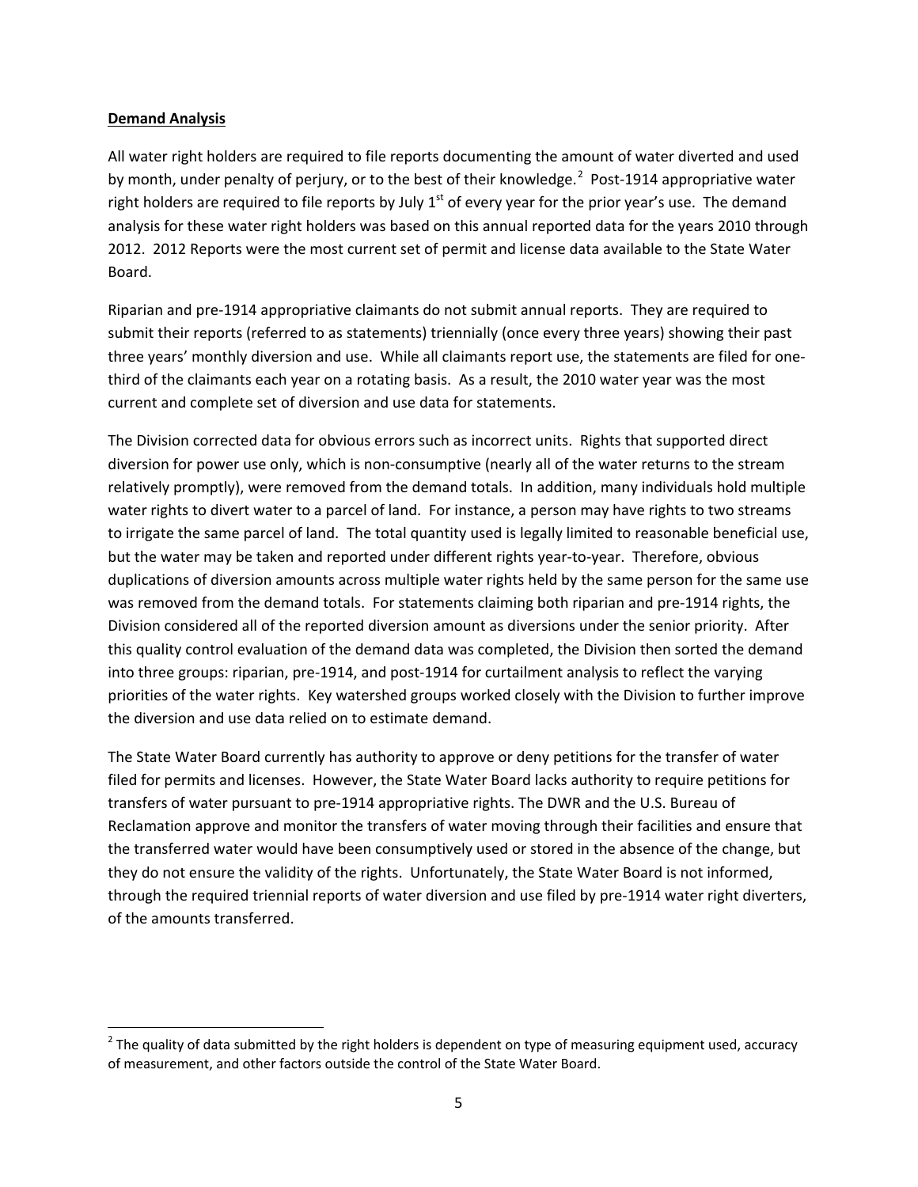**Demand Analysis**

All water right holders are required to file reports documenting the amount of water diverted and used by month, under penalty of perjury, or to the best of their knowledge.[2] Post-1914 appropriative water right holders are required to file reports by July 1st of every year for the prior year's use. The demand analysis for these water right holders was based on this annual reported data for the years 2010 through 2012. 2012 Reports were the most current set of permit and license data available to the State Water Board.

Riparian and pre-1914 appropriative claimants do not submit annual reports. They are required to submit their reports (referred to as statements) triennially (once every three years) showing their past three years' monthly diversion and use. While all claimants report use, the statements are filed for one-third of the claimants each year on a rotating basis. As a result, the 2010 water year was the most current and complete set of diversion and use data for statements.

The Division corrected data for obvious errors such as incorrect units. Rights that supported direct diversion for power use only, which is non-consumptive (nearly all of the water returns to the stream relatively promptly), were removed from the demand totals. In addition, many individuals hold multiple water rights to divert water to a parcel of land. For instance, a person may have rights to two streams to irrigate the same parcel of land. The total quantity used is legally limited to reasonable beneficial use, but the water may be taken and reported under different rights year-to-year. Therefore, obvious duplications of diversion amounts across multiple water rights held by the same person for the same use was removed from the demand totals. For statements claiming both riparian and pre-1914 rights, the Division considered all of the reported diversion amount as diversions under the senior priority. After this quality control evaluation of the demand data was completed, the Division then sorted the demand into three groups: riparian, pre-1914, and post-1914 for curtailment analysis to reflect the varying priorities of the water rights. Key watershed groups worked closely with the Division to further improve the diversion and use data relied on to estimate demand.

The State Water Board currently has authority to approve or deny petitions for the transfer of water filed for permits and licenses. However, the State Water Board lacks authority to require petitions for transfers of water pursuant to pre-1914 appropriative rights. The DWR and the U.S. Bureau of Reclamation approve and monitor the transfers of water moving through their facilities and ensure that the transferred water would have been consumptively used or stored in the absence of the change, but they do not ensure the validity of the rights. Unfortunately, the State Water Board is not informed, through the required triennial reports of water diversion and use filed by pre-1914 water right diverters, of the amounts transferred.

---

[2] The quality of data submitted by the right holders is dependent on type of measuring equipment used, accuracy of measurement, and other factors outside the control of the State Water Board.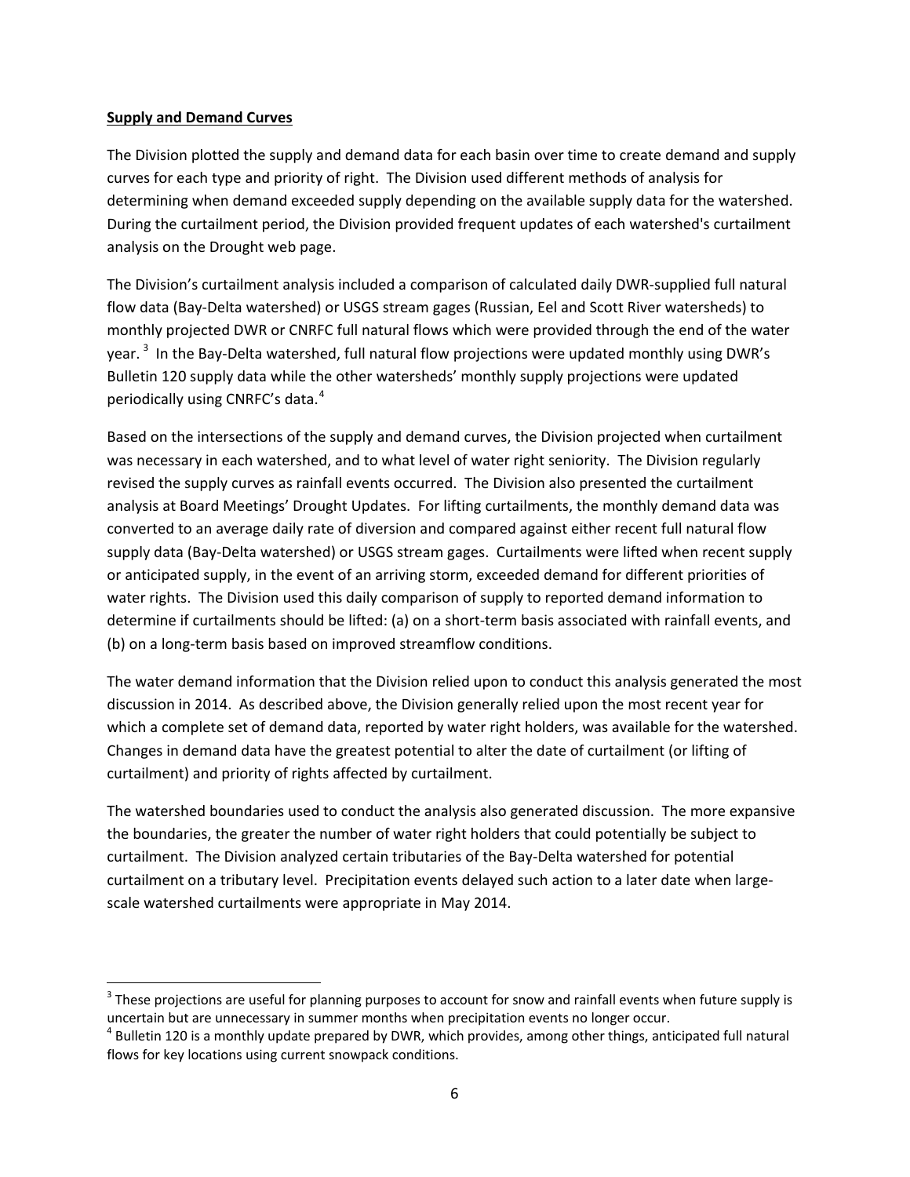**Supply and Demand Curves**

The Division plotted the supply and demand data for each basin over time to create demand and supply curves for each type and priority of right. The Division used different methods of analysis for determining when demand exceeded supply depending on the available supply data for the watershed. During the curtailment period, the Division provided frequent updates of each watershed's curtailment analysis on the Drought web page.

The Division's curtailment analysis included a comparison of calculated daily DWR-supplied full natural flow data (Bay-Delta watershed) or USGS stream gages (Russian, Eel and Scott River watersheds) to monthly projected DWR or CNRFC full natural flows which were provided through the end of the water year. [3] In the Bay-Delta watershed, full natural flow projections were updated monthly using DWR's Bulletin 120 supply data while the other watersheds' monthly supply projections were updated periodically using CNRFC's data. [4]

Based on the intersections of the supply and demand curves, the Division projected when curtailment was necessary in each watershed, and to what level of water right seniority. The Division regularly revised the supply curves as rainfall events occurred. The Division also presented the curtailment analysis at Board Meetings' Drought Updates. For lifting curtailments, the monthly demand data was converted to an average daily rate of diversion and compared against either recent full natural flow supply data (Bay-Delta watershed) or USGS stream gages. Curtailments were lifted when recent supply or anticipated supply, in the event of an arriving storm, exceeded demand for different priorities of water rights. The Division used this daily comparison of supply to reported demand information to determine if curtailments should be lifted: (a) on a short-term basis associated with rainfall events, and (b) on a long-term basis based on improved streamflow conditions.

The water demand information that the Division relied upon to conduct this analysis generated the most discussion in 2014. As described above, the Division generally relied upon the most recent year for which a complete set of demand data, reported by water right holders, was available for the watershed. Changes in demand data have the greatest potential to alter the date of curtailment (or lifting of curtailment) and priority of rights affected by curtailment.

The watershed boundaries used to conduct the analysis also generated discussion. The more expansive the boundaries, the greater the number of water right holders that could potentially be subject to curtailment. The Division analyzed certain tributaries of the Bay-Delta watershed for potential curtailment on a tributary level. Precipitation events delayed such action to a later date when large-scale watershed curtailments were appropriate in May 2014.

---

[3] These projections are useful for planning purposes to account for snow and rainfall events when future supply is uncertain but are unnecessary in summer months when precipitation events no longer occur.

[4] Bulletin 120 is a monthly update prepared by DWR, which provides, among other things, anticipated full natural flows for key locations using current snowpack conditions.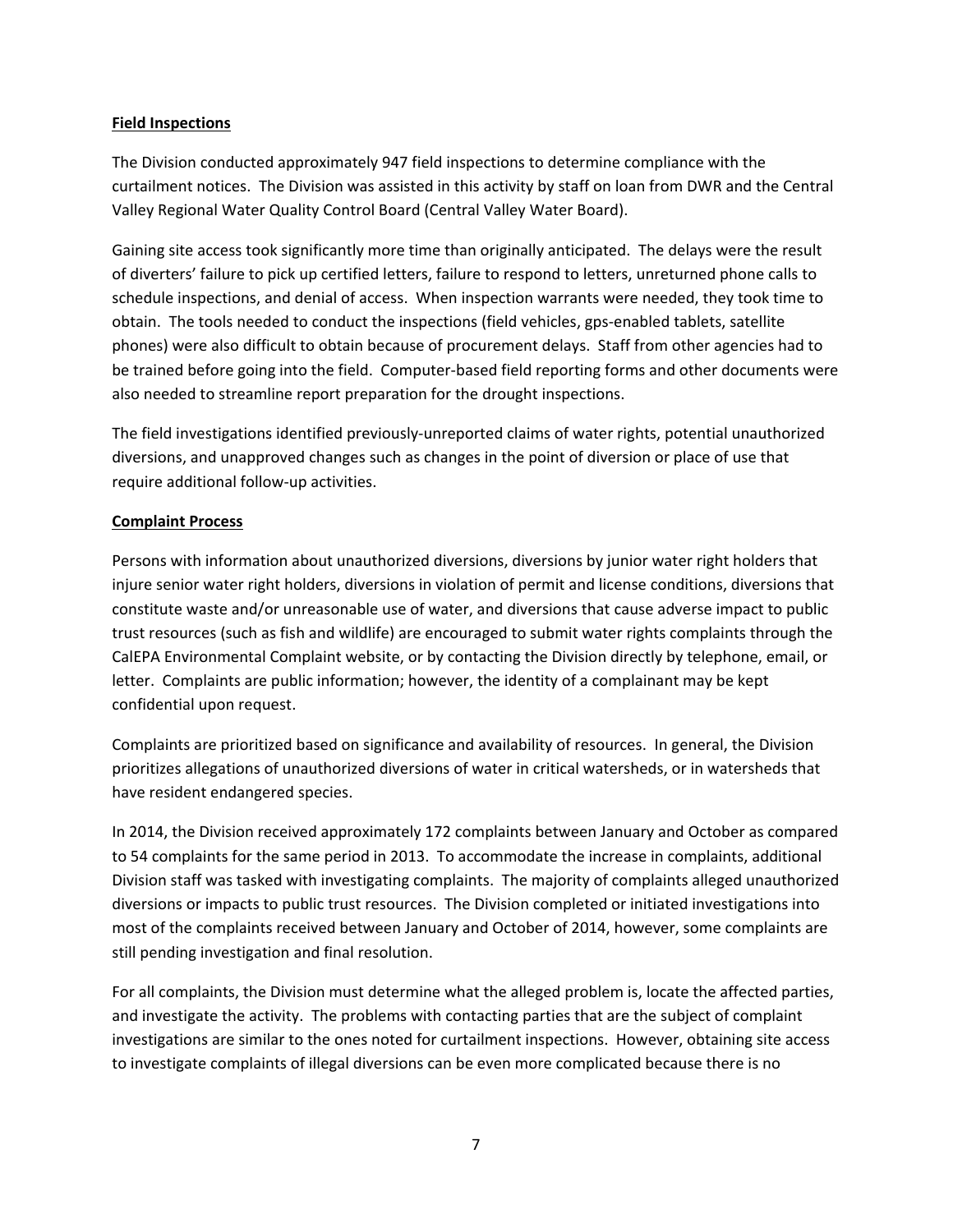**Field Inspections**

The Division conducted approximately 947 field inspections to determine compliance with the curtailment notices. The Division was assisted in this activity by staff on loan from DWR and the Central Valley Regional Water Quality Control Board (Central Valley Water Board).

Gaining site access took significantly more time than originally anticipated. The delays were the result of diverters' failure to pick up certified letters, failure to respond to letters, unreturned phone calls to schedule inspections, and denial of access. When inspection warrants were needed, they took time to obtain. The tools needed to conduct the inspections (field vehicles, gps-enabled tablets, satellite phones) were also difficult to obtain because of procurement delays. Staff from other agencies had to be trained before going into the field. Computer-based field reporting forms and other documents were also needed to streamline report preparation for the drought inspections.

The field investigations identified previously-unreported claims of water rights, potential unauthorized diversions, and unapproved changes such as changes in the point of diversion or place of use that require additional follow-up activities.

**Complaint Process**

Persons with information about unauthorized diversions, diversions by junior water right holders that injure senior water right holders, diversions in violation of permit and license conditions, diversions that constitute waste and/or unreasonable use of water, and diversions that cause adverse impact to public trust resources (such as fish and wildlife) are encouraged to submit water rights complaints through the CalEPA Environmental Complaint website, or by contacting the Division directly by telephone, email, or letter. Complaints are public information; however, the identity of a complainant may be kept confidential upon request.

Complaints are prioritized based on significance and availability of resources. In general, the Division prioritizes allegations of unauthorized diversions of water in critical watersheds, or in watersheds that have resident endangered species.

In 2014, the Division received approximately 172 complaints between January and October as compared to 54 complaints for the same period in 2013. To accommodate the increase in complaints, additional Division staff was tasked with investigating complaints. The majority of complaints alleged unauthorized diversions or impacts to public trust resources. The Division completed or initiated investigations into most of the complaints received between January and October of 2014, however, some complaints are still pending investigation and final resolution.

For all complaints, the Division must determine what the alleged problem is, locate the affected parties, and investigate the activity. The problems with contacting parties that are the subject of complaint investigations are similar to the ones noted for curtailment inspections. However, obtaining site access to investigate complaints of illegal diversions can be even more complicated because there is no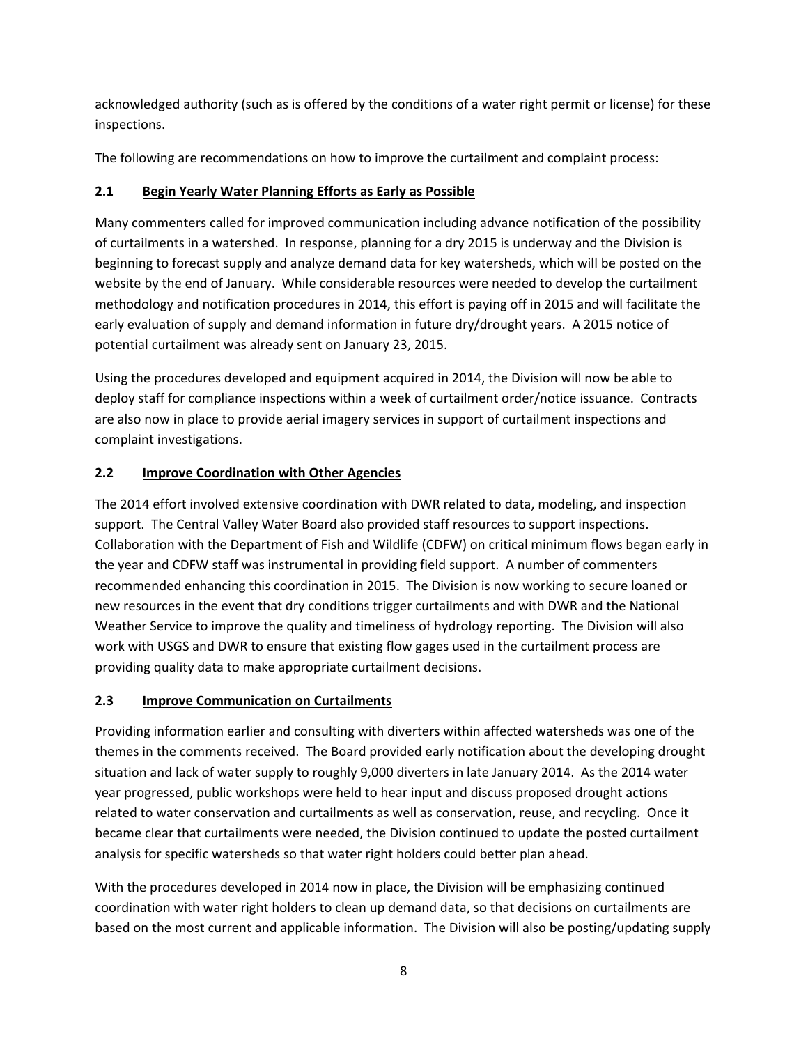acknowledged authority (such as is offered by the conditions of a water right permit or license) for these inspections.

The following are recommendations on how to improve the curtailment and complaint process:

### 2.1 Begin Yearly Water Planning Efforts as Early as Possible

Many commenters called for improved communication including advance notification of the possibility of curtailments in a watershed. In response, planning for a dry 2015 is underway and the Division is beginning to forecast supply and analyze demand data for key watersheds, which will be posted on the website by the end of January. While considerable resources were needed to develop the curtailment methodology and notification procedures in 2014, this effort is paying off in 2015 and will facilitate the early evaluation of supply and demand information in future dry/drought years. A 2015 notice of potential curtailment was already sent on January 23, 2015.

Using the procedures developed and equipment acquired in 2014, the Division will now be able to deploy staff for compliance inspections within a week of curtailment order/notice issuance. Contracts are also now in place to provide aerial imagery services in support of curtailment inspections and complaint investigations.

### 2.2 Improve Coordination with Other Agencies

The 2014 effort involved extensive coordination with DWR related to data, modeling, and inspection support. The Central Valley Water Board also provided staff resources to support inspections. Collaboration with the Department of Fish and Wildlife (CDFW) on critical minimum flows began early in the year and CDFW staff was instrumental in providing field support. A number of commenters recommended enhancing this coordination in 2015. The Division is now working to secure loaned or new resources in the event that dry conditions trigger curtailments and with DWR and the National Weather Service to improve the quality and timeliness of hydrology reporting. The Division will also work with USGS and DWR to ensure that existing flow gages used in the curtailment process are providing quality data to make appropriate curtailment decisions.

### 2.3 Improve Communication on Curtailments

Providing information earlier and consulting with diverters within affected watersheds was one of the themes in the comments received. The Board provided early notification about the developing drought situation and lack of water supply to roughly 9,000 diverters in late January 2014. As the 2014 water year progressed, public workshops were held to hear input and discuss proposed drought actions related to water conservation and curtailments as well as conservation, reuse, and recycling. Once it became clear that curtailments were needed, the Division continued to update the posted curtailment analysis for specific watersheds so that water right holders could better plan ahead.

With the procedures developed in 2014 now in place, the Division will be emphasizing continued coordination with water right holders to clean up demand data, so that decisions on curtailments are based on the most current and applicable information. The Division will also be posting/updating supply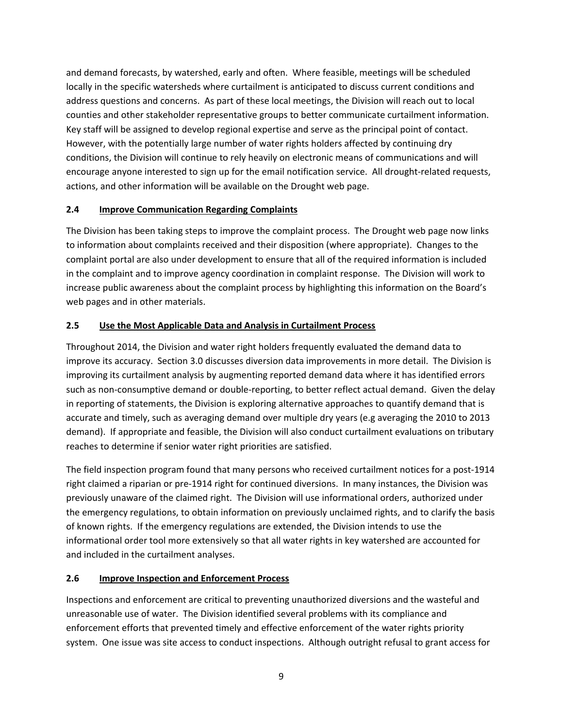and demand forecasts, by watershed, early and often. Where feasible, meetings will be scheduled locally in the specific watersheds where curtailment is anticipated to discuss current conditions and address questions and concerns. As part of these local meetings, the Division will reach out to local counties and other stakeholder representative groups to better communicate curtailment information. Key staff will be assigned to develop regional expertise and serve as the principal point of contact. However, with the potentially large number of water rights holders affected by continuing dry conditions, the Division will continue to rely heavily on electronic means of communications and will encourage anyone interested to sign up for the email notification service. All drought-related requests, actions, and other information will be available on the Drought web page.

### 2.4 Improve Communication Regarding Complaints

The Division has been taking steps to improve the complaint process. The Drought web page now links to information about complaints received and their disposition (where appropriate). Changes to the complaint portal are also under development to ensure that all of the required information is included in the complaint and to improve agency coordination in complaint response. The Division will work to increase public awareness about the complaint process by highlighting this information on the Board's web pages and in other materials.

### 2.5 Use the Most Applicable Data and Analysis in Curtailment Process

Throughout 2014, the Division and water right holders frequently evaluated the demand data to improve its accuracy. Section 3.0 discusses diversion data improvements in more detail. The Division is improving its curtailment analysis by augmenting reported demand data where it has identified errors such as non-consumptive demand or double-reporting, to better reflect actual demand. Given the delay in reporting of statements, the Division is exploring alternative approaches to quantify demand that is accurate and timely, such as averaging demand over multiple dry years (e.g averaging the 2010 to 2013 demand). If appropriate and feasible, the Division will also conduct curtailment evaluations on tributary reaches to determine if senior water right priorities are satisfied.

The field inspection program found that many persons who received curtailment notices for a post-1914 right claimed a riparian or pre-1914 right for continued diversions. In many instances, the Division was previously unaware of the claimed right. The Division will use informational orders, authorized under the emergency regulations, to obtain information on previously unclaimed rights, and to clarify the basis of known rights. If the emergency regulations are extended, the Division intends to use the informational order tool more extensively so that all water rights in key watershed are accounted for and included in the curtailment analyses.

### 2.6 Improve Inspection and Enforcement Process

Inspections and enforcement are critical to preventing unauthorized diversions and the wasteful and unreasonable use of water. The Division identified several problems with its compliance and enforcement efforts that prevented timely and effective enforcement of the water rights priority system. One issue was site access to conduct inspections. Although outright refusal to grant access for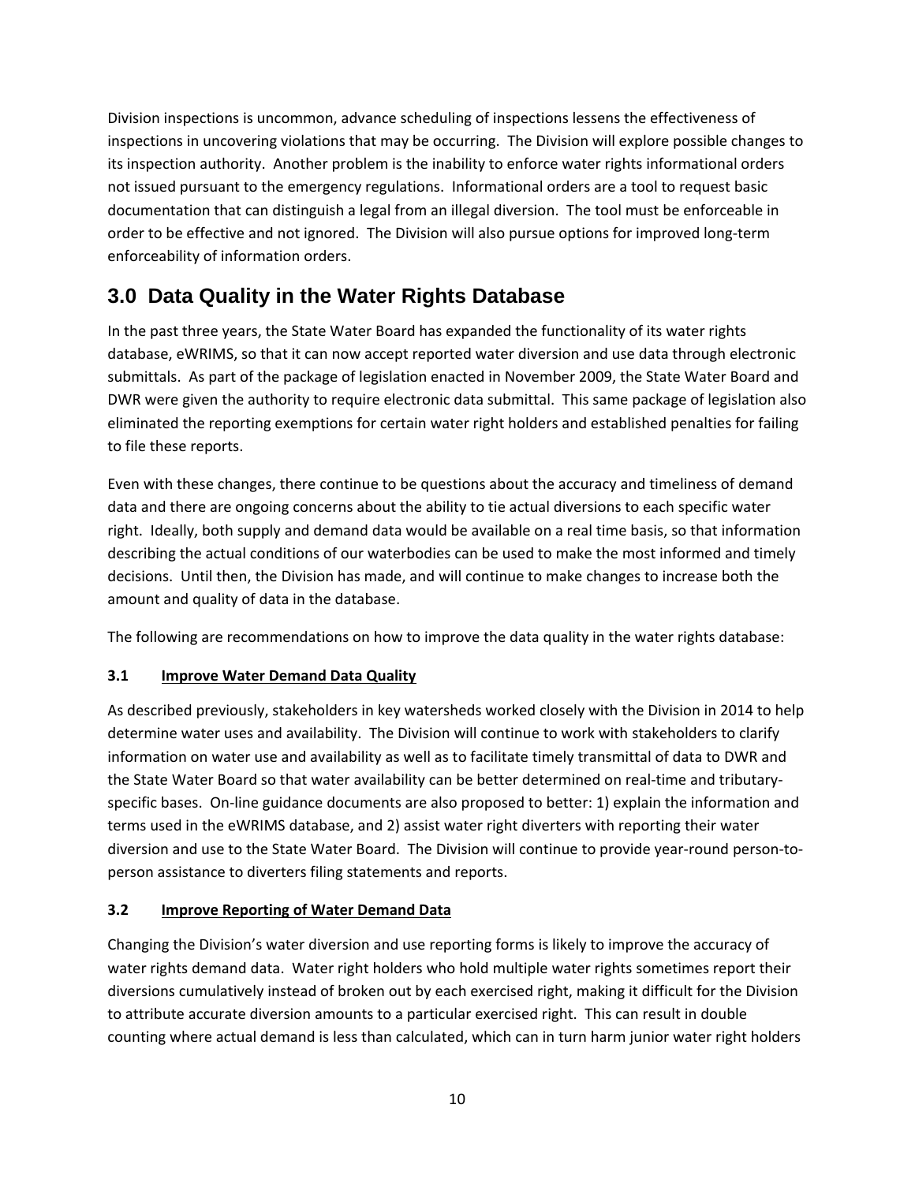Division inspections is uncommon, advance scheduling of inspections lessens the effectiveness of inspections in uncovering violations that may be occurring. The Division will explore possible changes to its inspection authority. Another problem is the inability to enforce water rights informational orders not issued pursuant to the emergency regulations. Informational orders are a tool to request basic documentation that can distinguish a legal from an illegal diversion. The tool must be enforceable in order to be effective and not ignored. The Division will also pursue options for improved long-term enforceability of information orders.

## 3.0 Data Quality in the Water Rights Database

In the past three years, the State Water Board has expanded the functionality of its water rights database, eWRIMS, so that it can now accept reported water diversion and use data through electronic submittals. As part of the package of legislation enacted in November 2009, the State Water Board and DWR were given the authority to require electronic data submittal. This same package of legislation also eliminated the reporting exemptions for certain water right holders and established penalties for failing to file these reports.

Even with these changes, there continue to be questions about the accuracy and timeliness of demand data and there are ongoing concerns about the ability to tie actual diversions to each specific water right. Ideally, both supply and demand data would be available on a real time basis, so that information describing the actual conditions of our waterbodies can be used to make the most informed and timely decisions. Until then, the Division has made, and will continue to make changes to increase both the amount and quality of data in the database.

The following are recommendations on how to improve the data quality in the water rights database:

### 3.1 Improve Water Demand Data Quality

As described previously, stakeholders in key watersheds worked closely with the Division in 2014 to help determine water uses and availability. The Division will continue to work with stakeholders to clarify information on water use and availability as well as to facilitate timely transmittal of data to DWR and the State Water Board so that water availability can be better determined on real-time and tributary-specific bases. On-line guidance documents are also proposed to better: 1) explain the information and terms used in the eWRIMS database, and 2) assist water right diverters with reporting their water diversion and use to the State Water Board. The Division will continue to provide year-round person-to-person assistance to diverters filing statements and reports.

### 3.2 Improve Reporting of Water Demand Data

Changing the Division's water diversion and use reporting forms is likely to improve the accuracy of water rights demand data. Water right holders who hold multiple water rights sometimes report their diversions cumulatively instead of broken out by each exercised right, making it difficult for the Division to attribute accurate diversion amounts to a particular exercised right. This can result in double counting where actual demand is less than calculated, which can in turn harm junior water right holders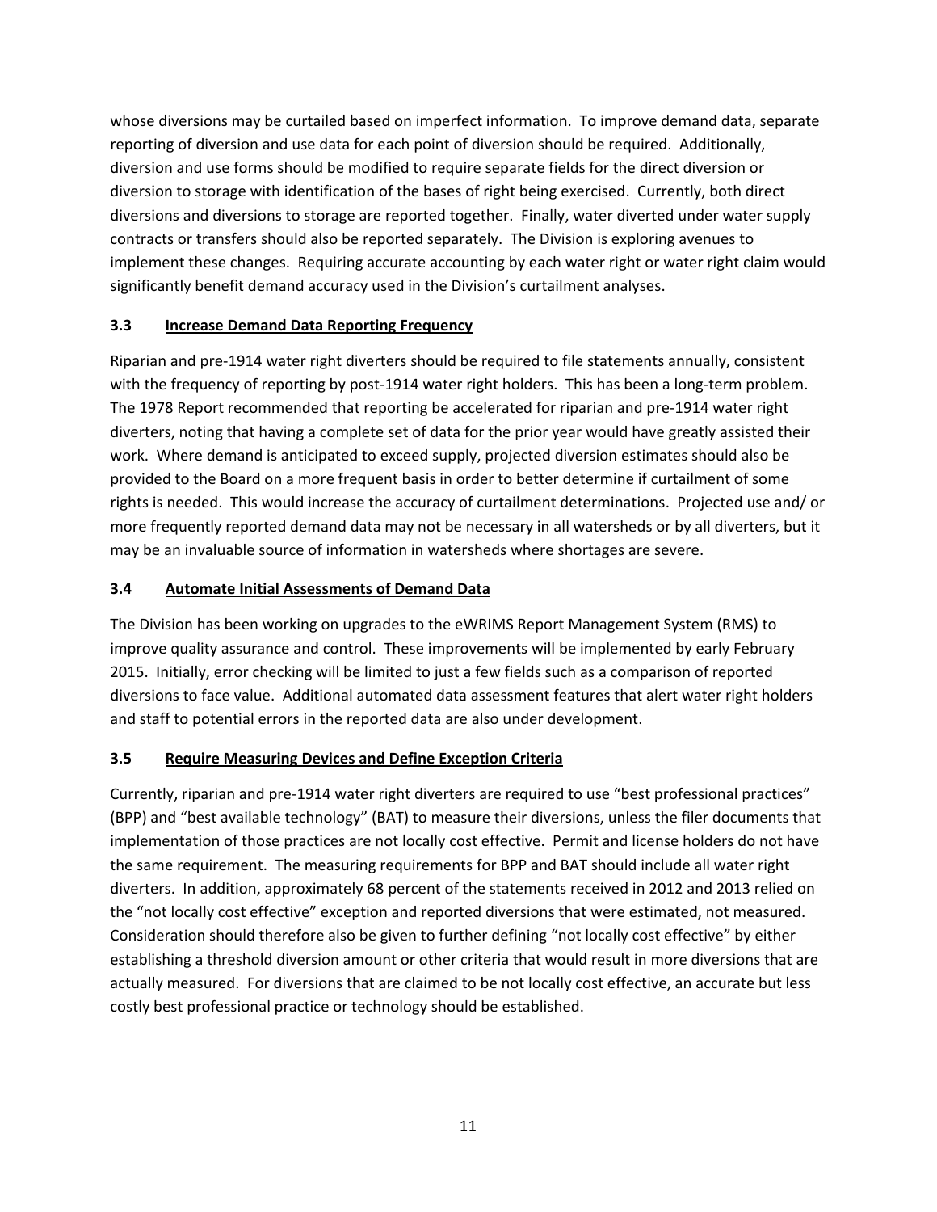whose diversions may be curtailed based on imperfect information. To improve demand data, separate reporting of diversion and use data for each point of diversion should be required. Additionally, diversion and use forms should be modified to require separate fields for the direct diversion or diversion to storage with identification of the bases of right being exercised. Currently, both direct diversions and diversions to storage are reported together. Finally, water diverted under water supply contracts or transfers should also be reported separately. The Division is exploring avenues to implement these changes. Requiring accurate accounting by each water right or water right claim would significantly benefit demand accuracy used in the Division's curtailment analyses.

### 3.3 Increase Demand Data Reporting Frequency

Riparian and pre-1914 water right diverters should be required to file statements annually, consistent with the frequency of reporting by post-1914 water right holders. This has been a long-term problem. The 1978 Report recommended that reporting be accelerated for riparian and pre-1914 water right diverters, noting that having a complete set of data for the prior year would have greatly assisted their work. Where demand is anticipated to exceed supply, projected diversion estimates should also be provided to the Board on a more frequent basis in order to better determine if curtailment of some rights is needed. This would increase the accuracy of curtailment determinations. Projected use and/ or more frequently reported demand data may not be necessary in all watersheds or by all diverters, but it may be an invaluable source of information in watersheds where shortages are severe.

### 3.4 Automate Initial Assessments of Demand Data

The Division has been working on upgrades to the eWRIMS Report Management System (RMS) to improve quality assurance and control. These improvements will be implemented by early February 2015. Initially, error checking will be limited to just a few fields such as a comparison of reported diversions to face value. Additional automated data assessment features that alert water right holders and staff to potential errors in the reported data are also under development.

### 3.5 Require Measuring Devices and Define Exception Criteria

Currently, riparian and pre-1914 water right diverters are required to use "best professional practices" (BPP) and "best available technology" (BAT) to measure their diversions, unless the filer documents that implementation of those practices are not locally cost effective. Permit and license holders do not have the same requirement. The measuring requirements for BPP and BAT should include all water right diverters. In addition, approximately 68 percent of the statements received in 2012 and 2013 relied on the "not locally cost effective" exception and reported diversions that were estimated, not measured. Consideration should therefore also be given to further defining "not locally cost effective" by either establishing a threshold diversion amount or other criteria that would result in more diversions that are actually measured. For diversions that are claimed to be not locally cost effective, an accurate but less costly best professional practice or technology should be established.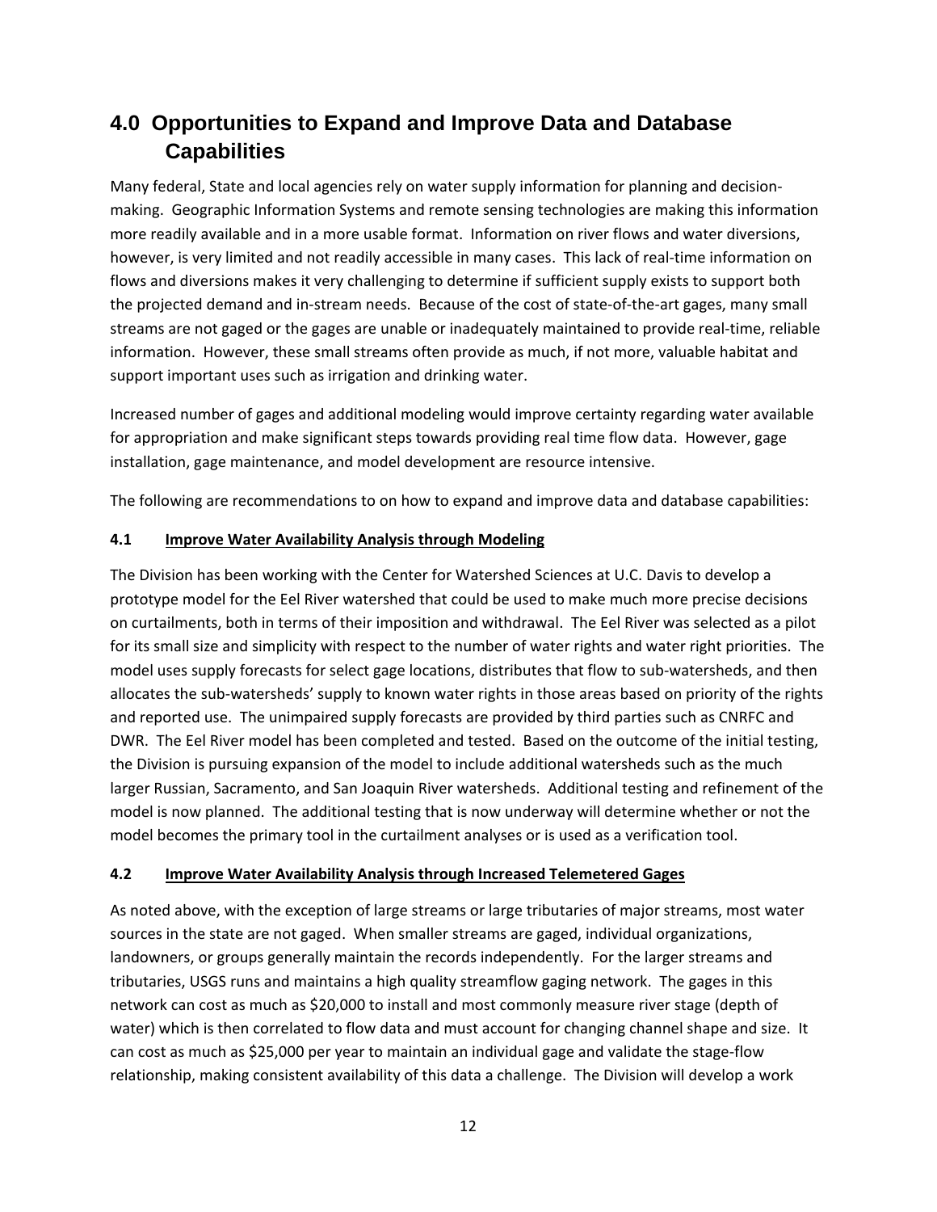# 4.0 Opportunities to Expand and Improve Data and Database Capabilities

Many federal, State and local agencies rely on water supply information for planning and decision-making. Geographic Information Systems and remote sensing technologies are making this information more readily available and in a more usable format. Information on river flows and water diversions, however, is very limited and not readily accessible in many cases. This lack of real-time information on flows and diversions makes it very challenging to determine if sufficient supply exists to support both the projected demand and in-stream needs. Because of the cost of state-of-the-art gages, many small streams are not gaged or the gages are unable or inadequately maintained to provide real-time, reliable information. However, these small streams often provide as much, if not more, valuable habitat and support important uses such as irrigation and drinking water.

Increased number of gages and additional modeling would improve certainty regarding water available for appropriation and make significant steps towards providing real time flow data. However, gage installation, gage maintenance, and model development are resource intensive.

The following are recommendations to on how to expand and improve data and database capabilities:

### 4.1 <u>Improve Water Availability Analysis through Modeling</u>

The Division has been working with the Center for Watershed Sciences at U.C. Davis to develop a prototype model for the Eel River watershed that could be used to make much more precise decisions on curtailments, both in terms of their imposition and withdrawal. The Eel River was selected as a pilot for its small size and simplicity with respect to the number of water rights and water right priorities. The model uses supply forecasts for select gage locations, distributes that flow to sub-watersheds, and then allocates the sub-watersheds' supply to known water rights in those areas based on priority of the rights and reported use. The unimpaired supply forecasts are provided by third parties such as CNRFC and DWR. The Eel River model has been completed and tested. Based on the outcome of the initial testing, the Division is pursuing expansion of the model to include additional watersheds such as the much larger Russian, Sacramento, and San Joaquin River watersheds. Additional testing and refinement of the model is now planned. The additional testing that is now underway will determine whether or not the model becomes the primary tool in the curtailment analyses or is used as a verification tool.

### 4.2 <u>Improve Water Availability Analysis through Increased Telemetered Gages</u>

As noted above, with the exception of large streams or large tributaries of major streams, most water sources in the state are not gaged. When smaller streams are gaged, individual organizations, landowners, or groups generally maintain the records independently. For the larger streams and tributaries, USGS runs and maintains a high quality streamflow gaging network. The gages in this network can cost as much as $20,000 to install and most commonly measure river stage (depth of water) which is then correlated to flow data and must account for changing channel shape and size. It can cost as much as $25,000 per year to maintain an individual gage and validate the stage-flow relationship, making consistent availability of this data a challenge. The Division will develop a work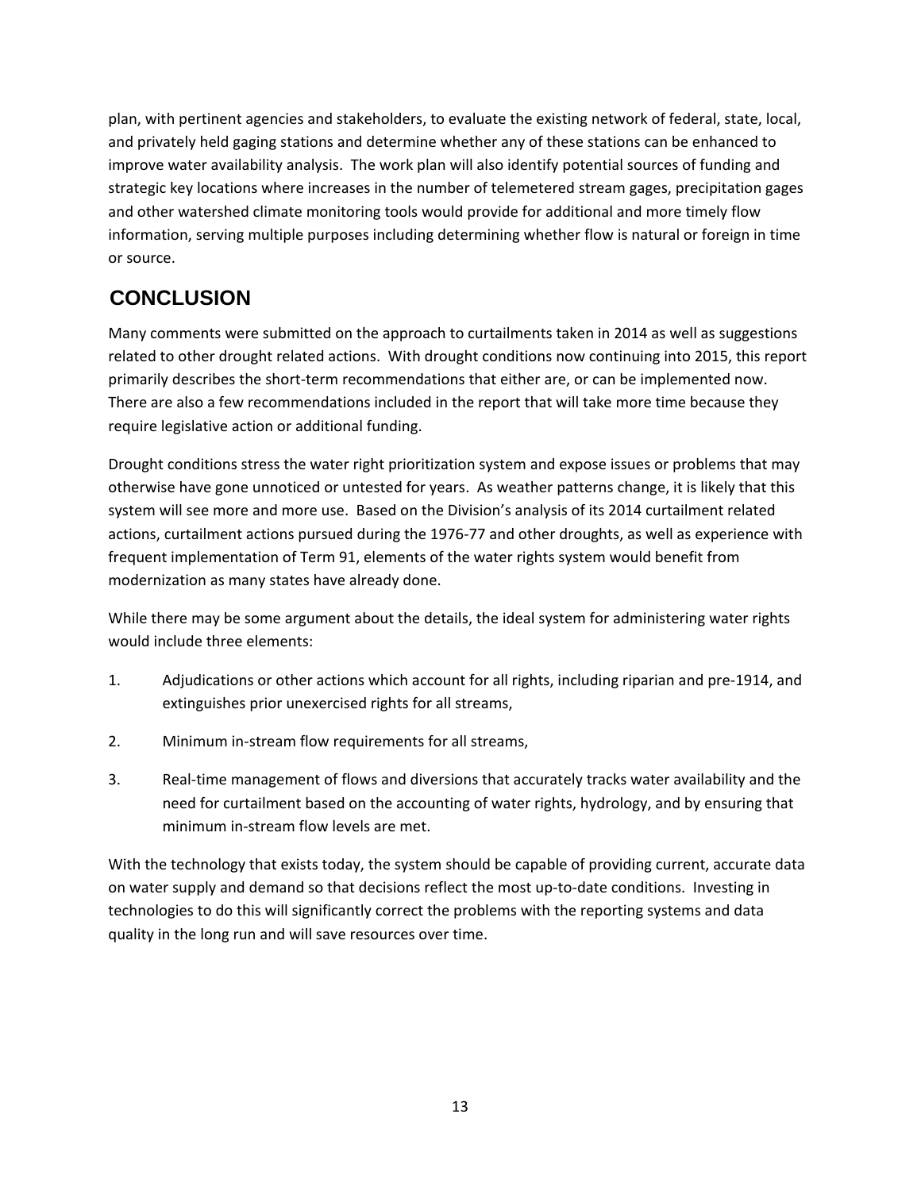plan, with pertinent agencies and stakeholders, to evaluate the existing network of federal, state, local, and privately held gaging stations and determine whether any of these stations can be enhanced to improve water availability analysis. The work plan will also identify potential sources of funding and strategic key locations where increases in the number of telemetered stream gages, precipitation gages and other watershed climate monitoring tools would provide for additional and more timely flow information, serving multiple purposes including determining whether flow is natural or foreign in time or source.

## CONCLUSION

Many comments were submitted on the approach to curtailments taken in 2014 as well as suggestions related to other drought related actions. With drought conditions now continuing into 2015, this report primarily describes the short-term recommendations that either are, or can be implemented now. There are also a few recommendations included in the report that will take more time because they require legislative action or additional funding.

Drought conditions stress the water right prioritization system and expose issues or problems that may otherwise have gone unnoticed or untested for years. As weather patterns change, it is likely that this system will see more and more use. Based on the Division's analysis of its 2014 curtailment related actions, curtailment actions pursued during the 1976-77 and other droughts, as well as experience with frequent implementation of Term 91, elements of the water rights system would benefit from modernization as many states have already done.

While there may be some argument about the details, the ideal system for administering water rights would include three elements:

1. Adjudications or other actions which account for all rights, including riparian and pre-1914, and extinguishes prior unexercised rights for all streams,
2. Minimum in-stream flow requirements for all streams,
3. Real-time management of flows and diversions that accurately tracks water availability and the need for curtailment based on the accounting of water rights, hydrology, and by ensuring that minimum in-stream flow levels are met.

With the technology that exists today, the system should be capable of providing current, accurate data on water supply and demand so that decisions reflect the most up-to-date conditions. Investing in technologies to do this will significantly correct the problems with the reporting systems and data quality in the long run and will save resources over time.